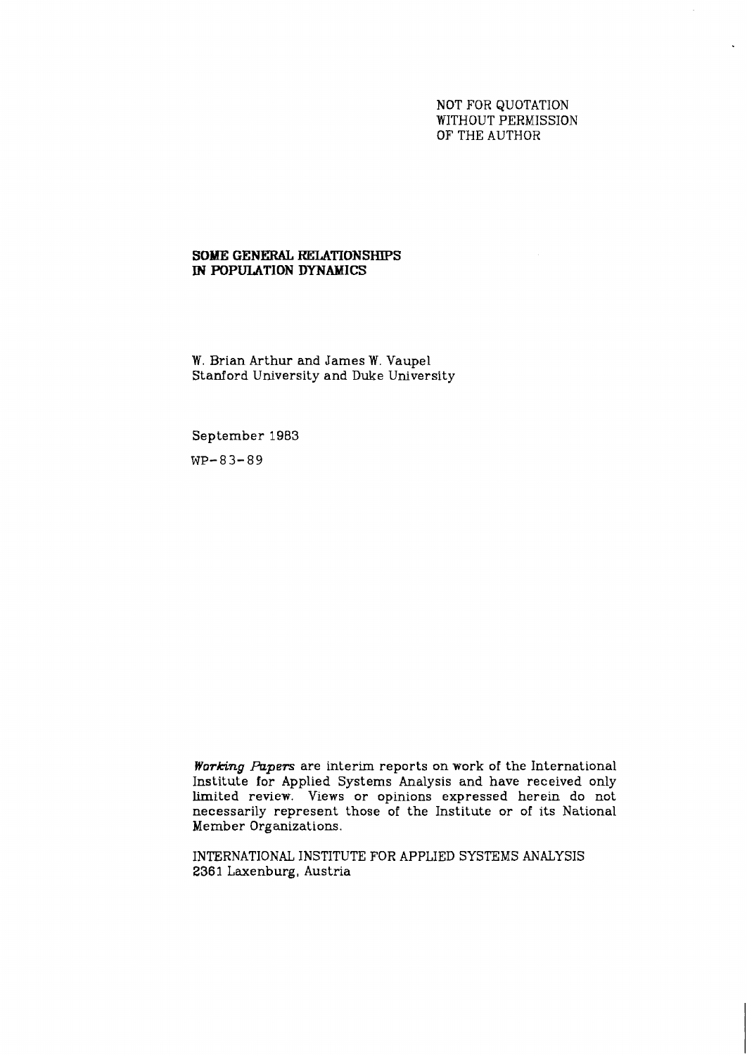NOT FOR QUOTATION
WITHOUT PERMISSION
OF THE AUTHOR

# SOME GENERAL RELATIONSHIPS IN POPULATION DYNAMICS

W. Brian Arthur and James W. Vaupel
Stanford University and Duke University

September 1983

WP-83-89

*Working Papers* are interim reports on work of the International Institute for Applied Systems Analysis and have received only limited review. Views or opinions expressed herein do not necessarily represent those of the Institute or of its National Member Organizations.

INTERNATIONAL INSTITUTE FOR APPLIED SYSTEMS ANALYSIS
2361 Laxenburg, Austria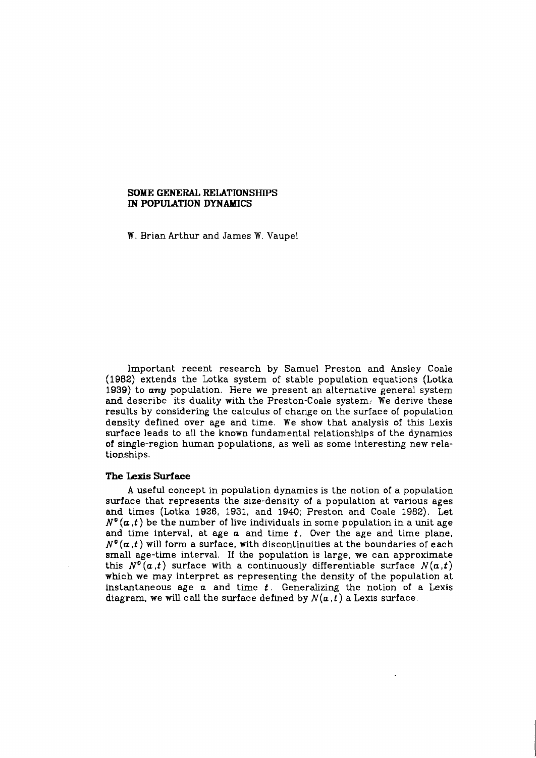## SOME GENERAL RELATIONSHIPS IN POPULATION DYNAMICS

W. Brian Arthur and James W. Vaupel

Important recent research by Samuel Preston and Ansley Coale (1982) extends the Lotka system of stable population equations (Lotka 1939) to *any* population. Here we present an alternative general system and describe its duality with the Preston-Coale system. We derive these results by considering the calculus of change on the surface of population density defined over age and time. We show that analysis of this Lexis surface leads to all the known fundamental relationships of the dynamics of single-region human populations, as well as some interesting new relationships.

### The Lexis Surface

A useful concept in population dynamics is the notion of a population surface that represents the size-density of a population at various ages and times (Lotka 1926, 1931, and 1940; Preston and Coale 1982). Let $N^o(a,t)$ be the number of live individuals in some population in a unit age and time interval, at age $a$ and time $t$. Over the age and time plane, $N^o(a,t)$ will form a surface, with discontinuities at the boundaries of each small age-time interval. If the population is large, we can approximate this $N^o(a,t)$ surface with a continuously differentiable surface $N(a,t)$ which we may interpret as representing the density of the population at instantaneous age $a$ and time $t$. Generalizing the notion of a Lexis diagram, we will call the surface defined by $N(a,t)$ a Lexis surface.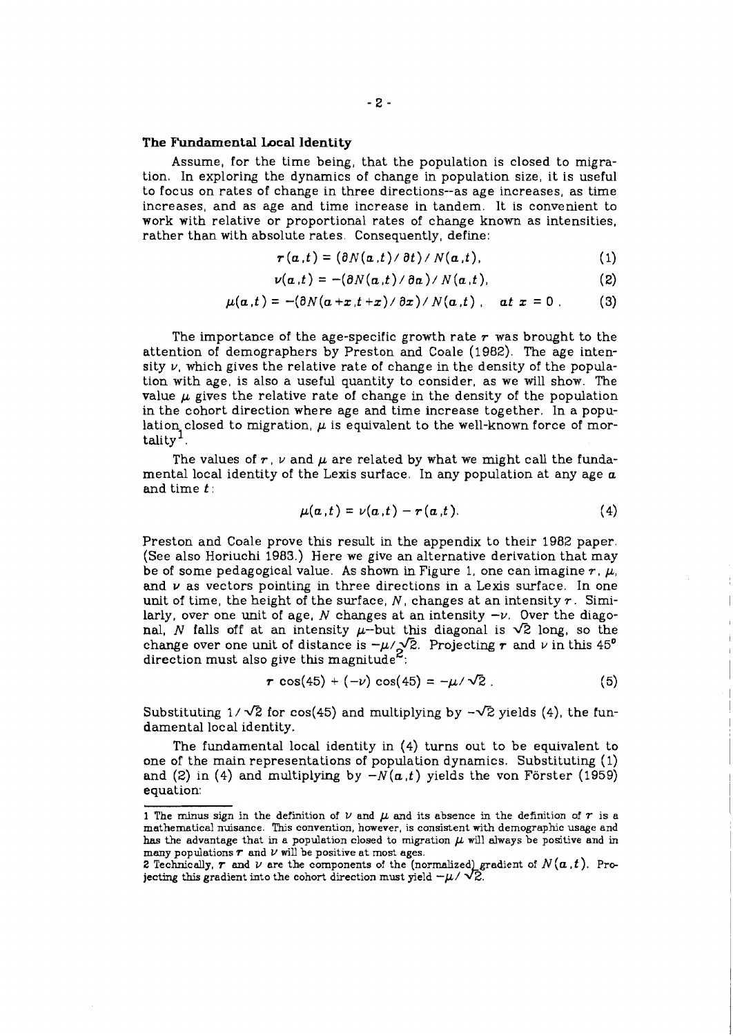### The Fundamental Local Identity

Assume, for the time being, that the population is closed to migration. In exploring the dynamics of change in population size, it is useful to focus on rates of change in three directions--as age increases, as time increases, and as age and time increase in tandem. It is convenient to work with relative or proportional rates of change known as intensities, rather than with absolute rates. Consequently, define:

$$r(a,t) = (\partial N(a,t) / \partial t) / N(a,t), \tag{1}$$

$$\nu(a,t) = -(\partial N(a,t) / \partial a) / N(a,t), \tag{2}$$

$$\mu(a,t) = -(\partial N(a+x,t+x) / \partial x) / N(a,t), \quad at\ x = 0. \tag{3}$$

The importance of the age-specific growth rate $r$ was brought to the attention of demographers by Preston and Coale (1982). The age intensity $\nu$, which gives the relative rate of change in the density of the population with age, is also a useful quantity to consider, as we will show. The value $\mu$ gives the relative rate of change in the density of the population in the cohort direction where age and time increase together. In a population closed to migration, $\mu$ is equivalent to the well-known force of mortality[1].

The values of $r$, $\nu$ and $\mu$ are related by what we might call the fundamental local identity of the Lexis surface. In any population at any age $a$ and time $t$:

$$\mu(a,t) = \nu(a,t) - r(a,t). \tag{4}$$

Preston and Coale prove this result in the appendix to their 1982 paper. (See also Horiuchi 1983.) Here we give an alternative derivation that may be of some pedagogical value. As shown in Figure 1, one can imagine $r$, $\mu$, and $\nu$ as vectors pointing in three directions in a Lexis surface. In one unit of time, the height of the surface, $N$, changes at an intensity $r$. Similarly, over one unit of age, $N$ changes at an intensity $-\nu$. Over the diagonal, $N$ falls off at an intensity $\mu$--but this diagonal is $\sqrt{2}$ long, so the change over one unit of distance is $-\mu/\sqrt{2}$. Projecting $r$ and $\nu$ in this $45°$ direction must also give this magnitude[2]:

$$r\ \cos(45) + (-\nu)\cos(45) = -\mu/\sqrt{2}\,. \tag{5}$$

Substituting $1/\sqrt{2}$ for cos(45) and multiplying by $-\sqrt{2}$ yields (4), the fundamental local identity.

The fundamental local identity in (4) turns out to be equivalent to one of the main representations of population dynamics. Substituting (1) and (2) in (4) and multiplying by $-N(a,t)$ yields the von Förster (1959) equation:

---

1 The minus sign in the definition of $\nu$ and $\mu$ and its absence in the definition of $r$ is a mathematical nuisance. This convention, however, is consistent with demographic usage and has the advantage that in a population closed to migration $\mu$ will always be positive and in many populations $r$ and $\nu$ will be positive at most ages.

2 Technically, $r$ and $\nu$ are the components of the (normalized) gradient of $N(a,t)$. Projecting this gradient into the cohort direction must yield $-\mu/\sqrt{2}$.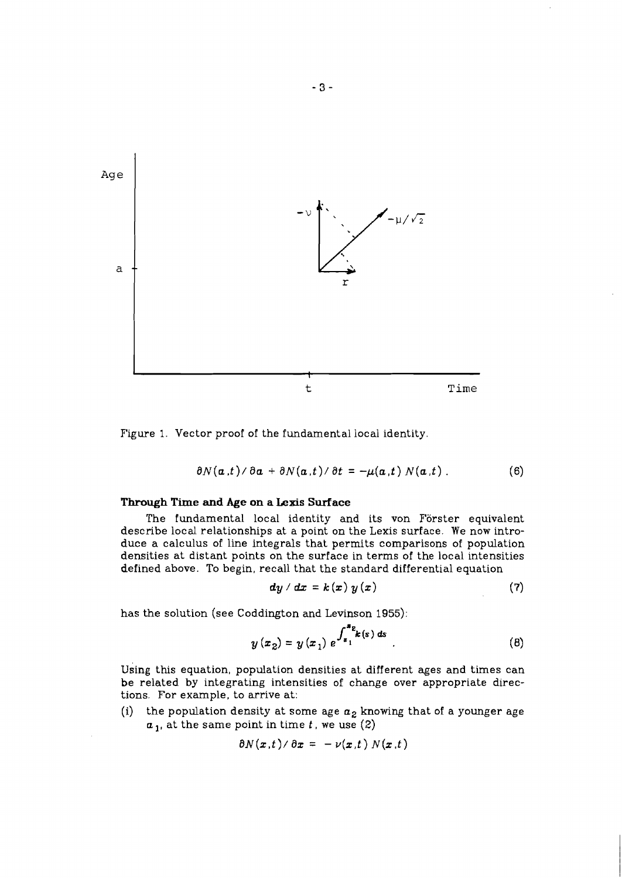Figure 1. Vector proof of the fundamental local identity.

$$\partial N(a,t)/\partial a + \partial N(a,t)/\partial t = -\mu(a,t)\, N(a,t)\,. \tag{6}$$

**Through Time and Age on a Lexis Surface**

The fundamental local identity and its von Förster equivalent describe local relationships at a point on the Lexis surface. We now introduce a calculus of line integrals that permits comparisons of population densities at distant points on the surface in terms of the local intensities defined above. To begin, recall that the standard differential equation

$$dy \,/\, dx = k(x)\, y(x) \tag{7}$$

has the solution (see Coddington and Levinson 1955):

$$y(x_2) = y(x_1)\, e^{\int_{x_1}^{x_2} k(s)\, ds}\,. \tag{8}$$

Using this equation, population densities at different ages and times can be related by integrating intensities of change over appropriate directions. For example, to arrive at:

(i) the population density at some age $a_2$ knowing that of a younger age $a_1$, at the same point in time $t$, we use (2)

$$\partial N(x,t)/\partial x = -\nu(x,t)\, N(x,t)$$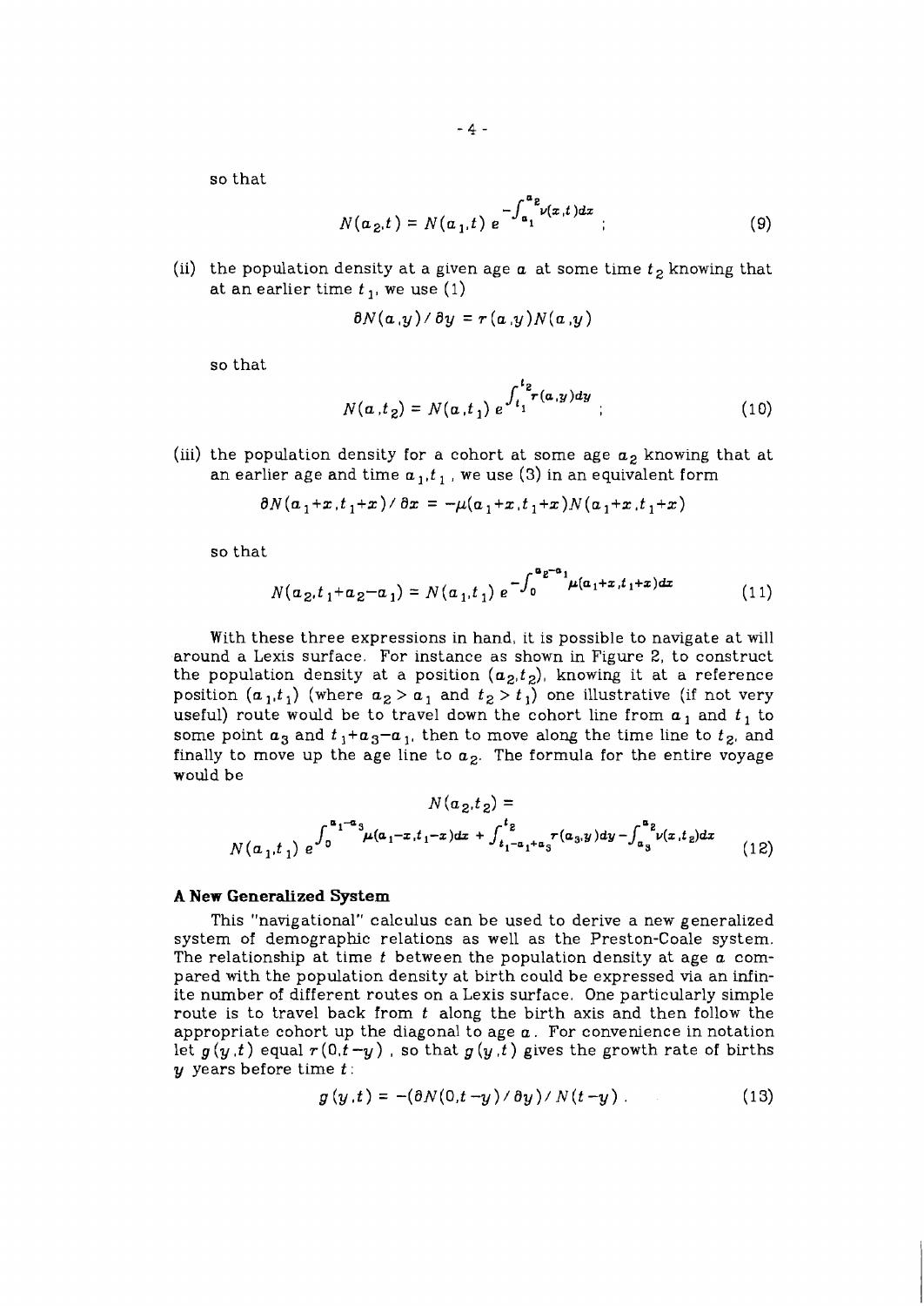so that

$$N(a_2,t) = N(a_1,t)\, e^{-\int_{a_1}^{a_2} \nu(x,t)dx} \quad ; \tag{9}$$

(ii) the population density at a given age $a$ at some time $t_2$ knowing that at an earlier time $t_1$, we use (1)

$$\partial N(a,y) / \partial y = r(a,y)N(a,y)$$

so that

$$N(a,t_2) = N(a,t_1)\, e^{\int_{t_1}^{t_2} r(a,y)dy} \quad ; \tag{10}$$

(iii) the population density for a cohort at some age $a_2$ knowing that at an earlier age and time $a_1,t_1$, we use (3) in an equivalent form

$$\partial N(a_1+x,t_1+x) / \partial x = -\mu(a_1+x,t_1+x)N(a_1+x,t_1+x)$$

so that

$$N(a_2,t_1+a_2-a_1) = N(a_1,t_1)\, e^{-\int_0^{a_2-a_1} \mu(a_1+x,t_1+x)dx} \tag{11}$$

With these three expressions in hand, it is possible to navigate at will around a Lexis surface. For instance as shown in Figure 2, to construct the population density at a position $(a_2,t_2)$, knowing it at a reference position $(a_1,t_1)$ (where $a_2 > a_1$ and $t_2 > t_1$) one illustrative (if not very useful) route would be to travel down the cohort line from $a_1$ and $t_1$ to some point $a_3$ and $t_1+a_3-a_1$, then to move along the time line to $t_2$, and finally to move up the age line to $a_2$. The formula for the entire voyage would be

$$N(a_2,t_2) = N(a_1,t_1)\, e^{\int_0^{a_1-a_3} \mu(a_1-x,t_1-x)dx \; + \; \int_{t_1-a_1+a_3}^{t_2} r(a_3,y)dy \; - \; \int_{a_3}^{a_2} \nu(x,t_2)dx} \tag{12}$$

## A New Generalized System

This "navigational" calculus can be used to derive a new generalized system of demographic relations as well as the Preston-Coale system. The relationship at time $t$ between the population density at age $a$ compared with the population density at birth could be expressed via an infinite number of different routes on a Lexis surface. One particularly simple route is to travel back from $t$ along the birth axis and then follow the appropriate cohort up the diagonal to age $a$. For convenience in notation let $g(y,t)$ equal $r(0,t-y)$, so that $g(y,t)$ gives the growth rate of births $y$ years before time $t$:

$$g(y,t) = -(\partial N(0,t-y) / \partial y) / N(t-y) \; . \tag{13}$$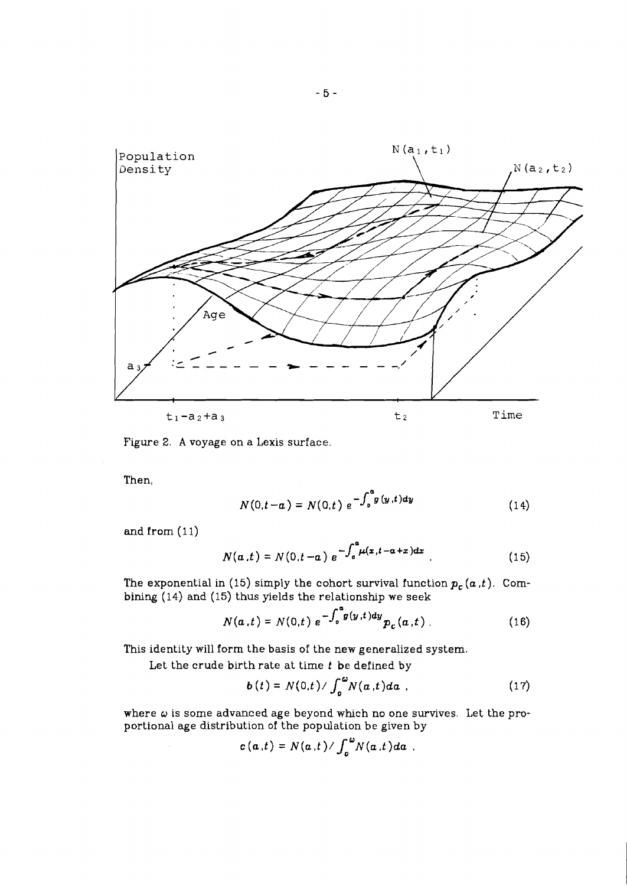Figure 2. A voyage on a Lexis surface.

Then,

$$N(0,t-a) = N(0,t)\, e^{-\int_0^a g(y,t)dy} \tag{14}$$

and from (11)

$$N(a,t) = N(0,t-a)\, e^{-\int_0^a \mu(x,t-a+x)dx} . \tag{15}$$

The exponential in (15) simply the cohort survival function $p_c(a,t)$. Combining (14) and (15) thus yields the relationship we seek

$$N(a,t) = N(0,t)\, e^{-\int_0^a g(y,t)dy} p_c(a,t) . \tag{16}$$

This identity will form the basis of the new generalized system.

Let the crude birth rate at time $t$ be defined by

$$b(t) = N(0,t) / \int_0^\omega N(a,t)da , \tag{17}$$

where $\omega$ is some advanced age beyond which no one survives. Let the proportional age distribution of the population be given by

$$c(a,t) = N(a,t) / \int_0^\omega N(a,t)da .$$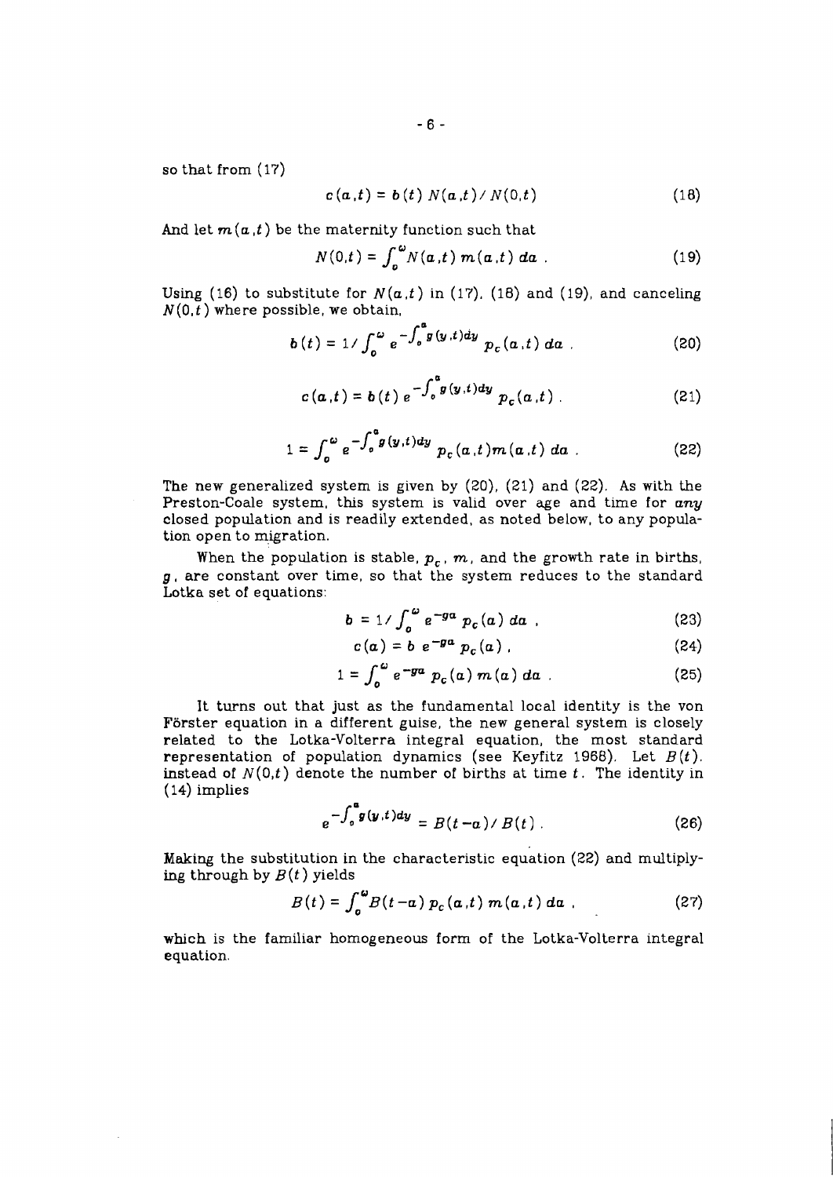so that from (17)

$$c(a,t) = b(t)\, N(a,t) / N(0,t) \tag{18}$$

And let $m(a,t)$ be the maternity function such that

$$N(0,t) = \int_0^{\omega} N(a,t)\, m(a,t)\, da \ . \tag{19}$$

Using (16) to substitute for $N(a,t)$ in (17), (18) and (19), and canceling $N(0,t)$ where possible, we obtain,

$$b(t) = 1 / \int_0^{\omega} e^{-\int_0^a g(y,t)dy}\, p_c(a,t)\, da \ . \tag{20}$$

$$c(a,t) = b(t)\, e^{-\int_0^a g(y,t)dy}\, p_c(a,t) \ . \tag{21}$$

$$1 = \int_0^{\omega} e^{-\int_0^a g(y,t)dy}\, p_c(a,t) m(a,t)\, da \ . \tag{22}$$

The new generalized system is given by (20), (21) and (22). As with the Preston-Coale system, this system is valid over age and time for *any* closed population and is readily extended, as noted below, to any population open to migration.

When the population is stable, $p_c$, $m$, and the growth rate in births, $g$, are constant over time, so that the system reduces to the standard Lotka set of equations:

$$b = 1 / \int_0^{\omega} e^{-ga}\, p_c(a)\, da \ , \tag{23}$$

$$c(a) = b\ e^{-ga}\, p_c(a) \ , \tag{24}$$

$$1 = \int_0^{\omega} e^{-ga}\, p_c(a)\, m(a)\, da \ . \tag{25}$$

It turns out that just as the fundamental local identity is the von Förster equation in a different guise, the new general system is closely related to the Lotka-Volterra integral equation, the most standard representation of population dynamics (see Keyfitz 1968). Let $B(t)$, instead of $N(0,t)$ denote the number of births at time $t$. The identity in (14) implies

$$e^{-\int_0^a g(y,t)dy} = B(t-a) / B(t) \ . \tag{26}$$

Making the substitution in the characteristic equation (22) and multiplying through by $B(t)$ yields

$$B(t) = \int_0^{\omega} B(t-a)\, p_c(a,t)\, m(a,t)\, da \ , \tag{27}$$

which is the familiar homogeneous form of the Lotka-Volterra integral equation.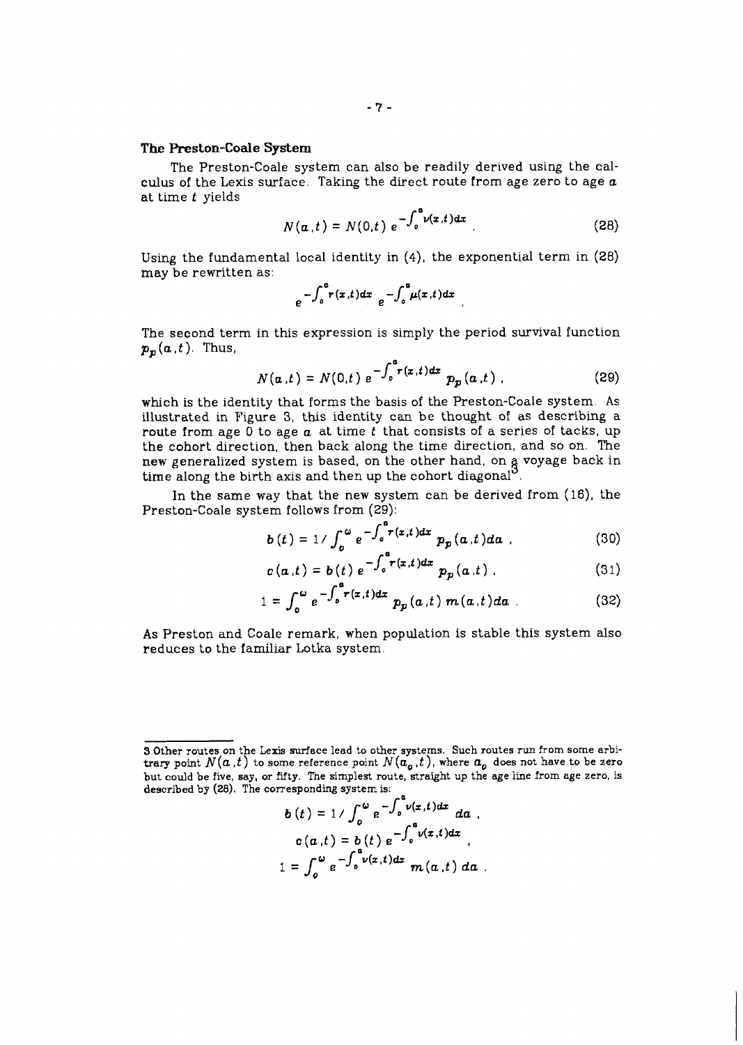## The Preston-Coale System

The Preston-Coale system can also be readily derived using the calculus of the Lexis surface. Taking the direct route from age zero to age $a$ at time $t$ yields

$$N(a,t) = N(0,t)\, e^{-\int_0^a \nu(x,t)dx} . \tag{28}$$

Using the fundamental local identity in (4), the exponential term in (28) may be rewritten as:

$$e^{-\int_0^a r(x,t)dx}\, e^{-\int_0^a \mu(x,t)dx} .$$

The second term in this expression is simply the period survival function $p_p(a,t)$. Thus,

$$N(a,t) = N(0,t)\, e^{-\int_0^a r(x,t)dx}\, p_p(a,t) , \tag{29}$$

which is the identity that forms the basis of the Preston-Coale system. As illustrated in Figure 3, this identity can be thought of as describing a route from age 0 to age $a$ at time $t$ that consists of a series of tacks, up the cohort direction, then back along the time direction, and so on. The new generalized system is based, on the other hand, on a voyage back in time along the birth axis and then up the cohort diagonal[3].

In the same way that the new system can be derived from (16), the Preston-Coale system follows from (29):

$$b(t) = 1 / \int_0^\omega e^{-\int_0^a r(x,t)dx}\, p_p(a,t)da , \tag{30}$$

$$c(a,t) = b(t)\, e^{-\int_0^a r(x,t)dx}\, p_p(a,t) , \tag{31}$$

$$1 = \int_0^\omega e^{-\int_0^a r(x,t)dx}\, p_p(a,t)\, m(a,t)da . \tag{32}$$

As Preston and Coale remark, when population is stable this system also reduces to the familiar Lotka system.

---

[3] Other routes on the Lexis surface lead to other systems. Such routes run from some arbitrary point $N(a,t)$ to some reference point $N(a_0,t)$, where $a_0$ does not have to be zero but could be five, say, or fifty. The simplest route, straight up the age line from age zero, is described by (28). The corresponding system is:

$$b(t) = 1 / \int_0^\omega e^{-\int_0^a \nu(x,t)dx}\, da ,$$

$$c(a,t) = b(t)\, e^{-\int_0^a \nu(x,t)dx} ,$$

$$1 = \int_0^\omega e^{-\int_0^a \nu(x,t)dx}\, m(a,t)\, da .$$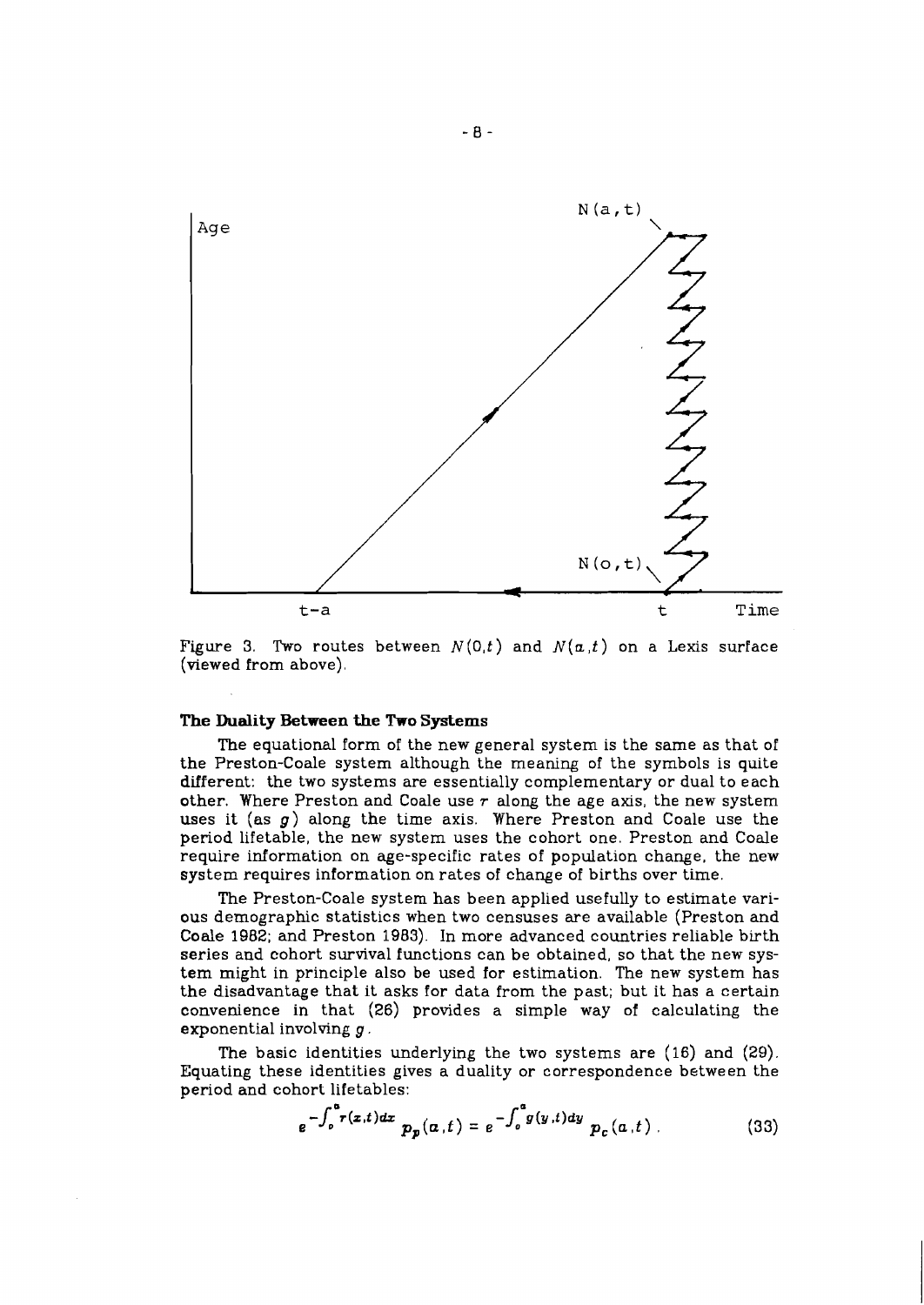Figure 3. Two routes between $N(0,t)$ and $N(a,t)$ on a Lexis surface (viewed from above).

#### The Duality Between the Two Systems

The equational form of the new general system is the same as that of the Preston-Coale system although the meaning of the symbols is quite different: the two systems are essentially complementary or dual to each other. Where Preston and Coale use $r$ along the age axis, the new system uses it (as $g$) along the time axis. Where Preston and Coale use the period lifetable, the new system uses the cohort one. Preston and Coale require information on age-specific rates of population change, the new system requires information on rates of change of births over time.

The Preston-Coale system has been applied usefully to estimate various demographic statistics when two censuses are available (Preston and Coale 1982; and Preston 1983). In more advanced countries reliable birth series and cohort survival functions can be obtained, so that the new system might in principle also be used for estimation. The new system has the disadvantage that it asks for data from the past; but it has a certain convenience in that (26) provides a simple way of calculating the exponential involving $g$.

The basic identities underlying the two systems are (16) and (29). Equating these identities gives a duality or correspondence between the period and cohort lifetables:

$$e^{-\int_0^a r(x,t)dx}\, p_p(a,t) = e^{-\int_0^a g(y,t)dy}\, p_c(a,t)\,. \tag{33}$$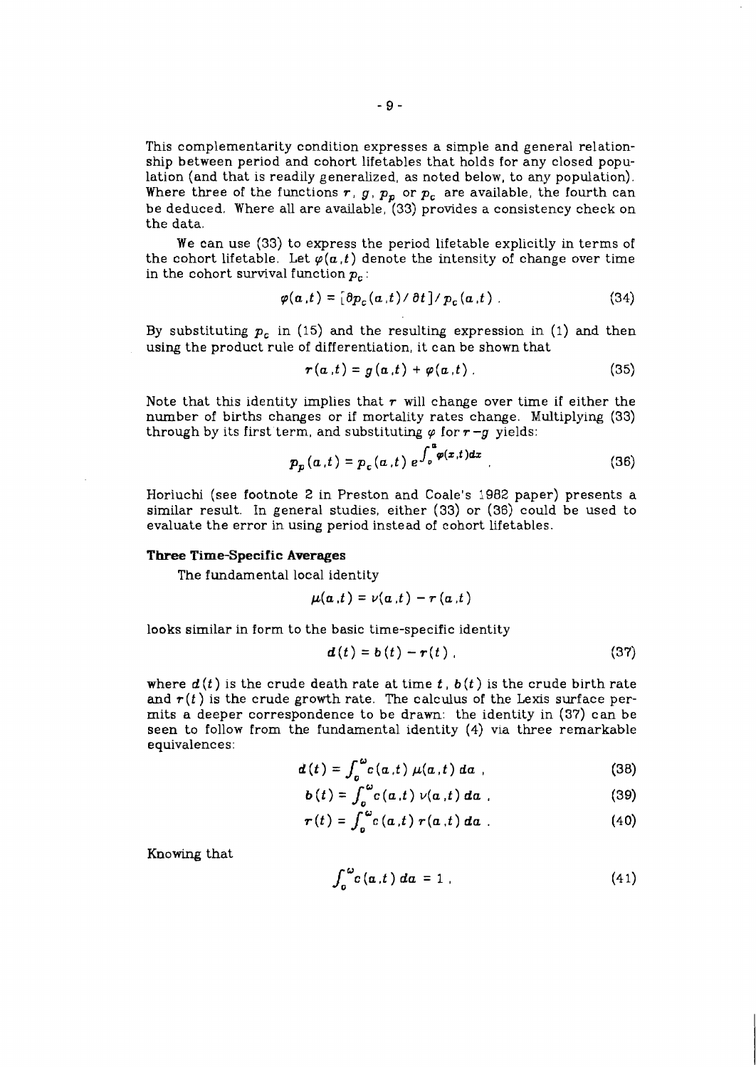This complementarity condition expresses a simple and general relationship between period and cohort lifetables that holds for any closed population (and that is readily generalized, as noted below, to any population). Where three of the functions $r$, $g$, $p_p$ or $p_c$ are available, the fourth can be deduced. Where all are available, (33) provides a consistency check on the data.

We can use (33) to express the period lifetable explicitly in terms of the cohort lifetable. Let $\varphi(a,t)$ denote the intensity of change over time in the cohort survival function $p_c$:

$$\varphi(a,t) = [\partial p_c(a,t)/\partial t]/p_c(a,t) . \tag{34}$$

By substituting $p_c$ in (15) and the resulting expression in (1) and then using the product rule of differentiation, it can be shown that

$$r(a,t) = g(a,t) + \varphi(a,t) . \tag{35}$$

Note that this identity implies that $r$ will change over time if either the number of births changes or if mortality rates change. Multiplying (33) through by its first term, and substituting $\varphi$ for $r-g$ yields:

$$p_p(a,t) = p_c(a,t)\, e^{\int_0^a \varphi(x,t)dx} . \tag{36}$$

Horiuchi (see footnote 2 in Preston and Coale's 1982 paper) presents a similar result. In general studies, either (33) or (36) could be used to evaluate the error in using period instead of cohort lifetables.

### Three Time-Specific Averages

The fundamental local identity

$$\mu(a,t) = \nu(a,t) - r(a,t)$$

looks similar in form to the basic time-specific identity

$$d(t) = b(t) - r(t) , \tag{37}$$

where $d(t)$ is the crude death rate at time $t$, $b(t)$ is the crude birth rate and $r(t)$ is the crude growth rate. The calculus of the Lexis surface permits a deeper correspondence to be drawn: the identity in (37) can be seen to follow from the fundamental identity (4) via three remarkable equivalences:

$$d(t) = \int_0^\omega c(a,t)\,\mu(a,t)\,da , \tag{38}$$

$$b(t) = \int_0^\omega c(a,t)\,\nu(a,t)\,da , \tag{39}$$

$$r(t) = \int_0^\omega c(a,t)\,r(a,t)\,da . \tag{40}$$

Knowing that

$$\int_0^\omega c(a,t)\,da = 1 , \tag{41}$$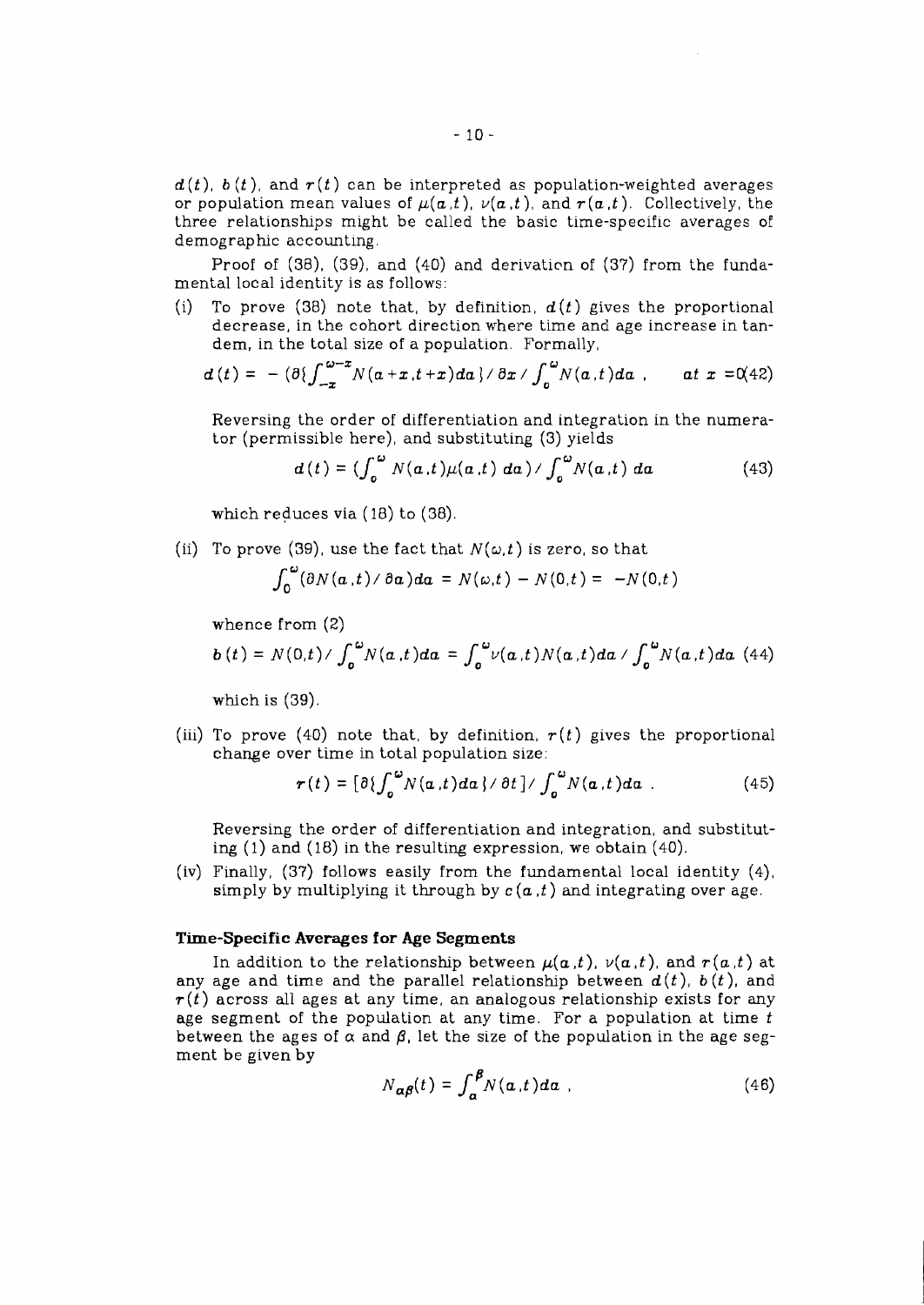$d(t)$, $b(t)$, and $r(t)$ can be interpreted as population-weighted averages or population mean values of $\mu(a,t)$, $\nu(a,t)$, and $r(a,t)$. Collectively, the three relationships might be called the basic time-specific averages of demographic accounting.

Proof of (38), (39), and (40) and derivation of (37) from the fundamental local identity is as follows:

(i) To prove (38) note that, by definition, $d(t)$ gives the proportional decrease, in the cohort direction where time and age increase in tandem, in the total size of a population. Formally,

$$d(t) = -(\partial \{\int_{-x}^{\omega-x} N(a+x,t+x)da\} / \partial x / \int_0^\omega N(a,t)da , \qquad at\ x=0 \quad (42)$$

Reversing the order of differentiation and integration in the numerator (permissible here), and substituting (3) yields

$$d(t) = (\int_0^\omega N(a,t)\mu(a,t)\, da) / \int_0^\omega N(a,t)\, da \quad (43)$$

which reduces via (18) to (38).

(ii) To prove (39), use the fact that $N(\omega,t)$ is zero, so that

$$\int_0^\omega (\partial N(a,t)/ \partial a)da = N(\omega,t) - N(0,t) = -N(0,t)$$

whence from (2)

$$b(t) = N(0,t) / \int_0^\omega N(a,t)da = \int_0^\omega \nu(a,t)N(a,t)da / \int_0^\omega N(a,t)da \quad (44)$$

which is (39).

(iii) To prove (40) note that, by definition, $r(t)$ gives the proportional change over time in total population size:

$$r(t) = [\partial \{\int_0^\omega N(a,t)da\} / \partial t] / \int_0^\omega N(a,t)da . \quad (45)$$

Reversing the order of differentiation and integration, and substituting (1) and (18) in the resulting expression, we obtain (40).

(iv) Finally, (37) follows easily from the fundamental local identity (4), simply by multiplying it through by $c(a,t)$ and integrating over age.

### Time-Specific Averages for Age Segments

In addition to the relationship between $\mu(a,t)$, $\nu(a,t)$, and $r(a,t)$ at any age and time and the parallel relationship between $d(t)$, $b(t)$, and $r(t)$ across all ages at any time, an analogous relationship exists for any age segment of the population at any time. For a population at time $t$ between the ages of $\alpha$ and $\beta$, let the size of the population in the age segment be given by

$$N_{\alpha\beta}(t) = \int_\alpha^\beta N(a,t)da , \quad (46)$$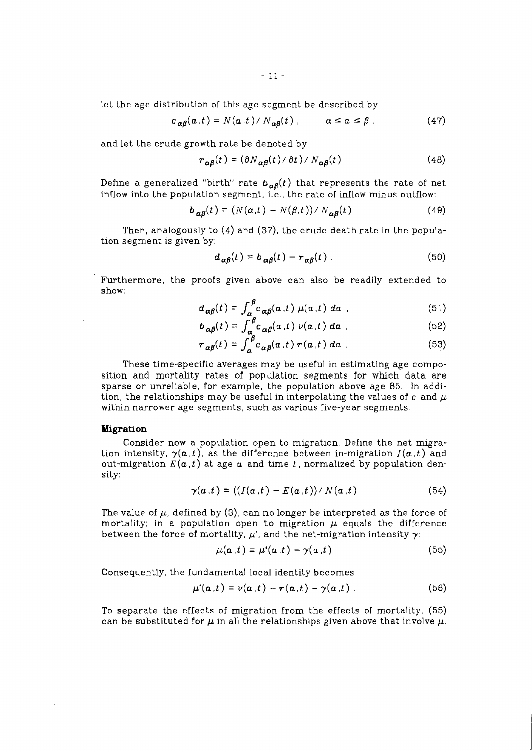let the age distribution of this age segment be described by

$$c_{\alpha\beta}(a,t) = N(a,t) / N_{\alpha\beta}(t) , \qquad \alpha \le a \le \beta , \tag{47}$$

and let the crude growth rate be denoted by

$$r_{\alpha\beta}(t) = (\partial N_{\alpha\beta}(t) / \partial t) / N_{\alpha\beta}(t) . \tag{48}$$

Define a generalized "birth" rate $b_{\alpha\beta}(t)$ that represents the rate of net inflow into the population segment, i.e., the rate of inflow minus outflow:

$$b_{\alpha\beta}(t) = (N(\alpha,t) - N(\beta,t)) / N_{\alpha\beta}(t) . \tag{49}$$

Then, analogously to (4) and (37), the crude death rate in the population segment is given by:

$$d_{\alpha\beta}(t) = b_{\alpha\beta}(t) - r_{\alpha\beta}(t) . \tag{50}$$

Furthermore, the proofs given above can also be readily extended to show:

$$d_{\alpha\beta}(t) = \int_\alpha^\beta c_{\alpha\beta}(a,t)\, \mu(a,t)\, da , \tag{51}$$

$$b_{\alpha\beta}(t) = \int_\alpha^\beta c_{\alpha\beta}(a,t)\, \nu(a,t)\, da , \tag{52}$$

$$r_{\alpha\beta}(t) = \int_\alpha^\beta c_{\alpha\beta}(a,t)\, r(a,t)\, da . \tag{53}$$

These time-specific averages may be useful in estimating age composition and mortality rates of population segments for which data are sparse or unreliable, for example, the population above age 85. In addition, the relationships may be useful in interpolating the values of $c$ and $\mu$ within narrower age segments, such as various five-year segments.

### Migration

Consider now a population open to migration. Define the net migration intensity, $\gamma(a,t)$, as the difference between in-migration $I(a,t)$ and out-migration $E(a,t)$ at age $a$ and time $t$, normalized by population density:

$$\gamma(a,t) = ((I(a,t) - E(a,t)) / N(a,t) \tag{54}$$

The value of $\mu$, defined by (3), can no longer be interpreted as the force of mortality; in a population open to migration $\mu$ equals the difference between the force of mortality, $\mu'$, and the net-migration intensity $\gamma$:

$$\mu(a,t) = \mu'(a,t) - \gamma(a,t) \tag{55}$$

Consequently, the fundamental local identity becomes

$$\mu'(a,t) = \nu(a,t) - r(a,t) + \gamma(a,t) . \tag{56}$$

To separate the effects of migration from the effects of mortality, (55) can be substituted for $\mu$ in all the relationships given above that involve $\mu$.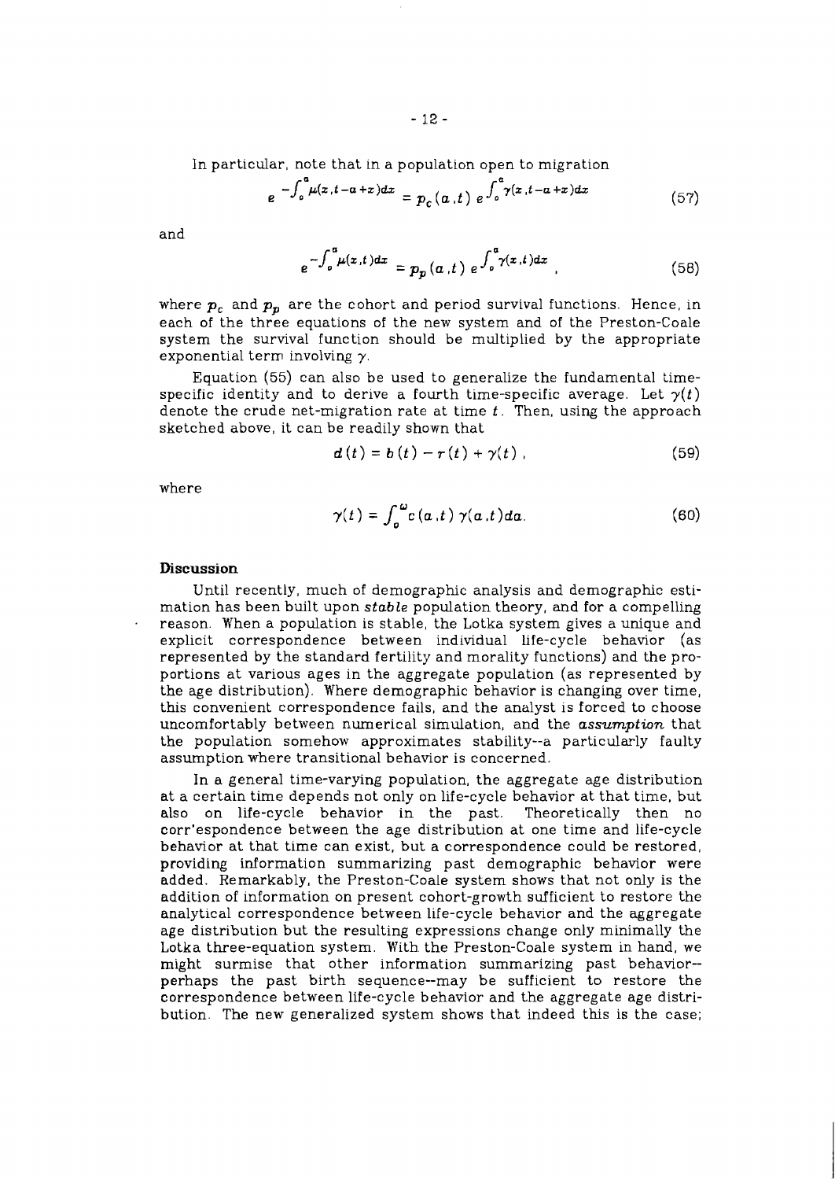In particular, note that in a population open to migration

$$e^{-\int_0^a \mu(x,t-a+x)dx} = p_c(a,t)\, e^{\int_0^a \gamma(x,t-a+x)dx} \tag{57}$$

and

$$e^{-\int_0^a \mu(x,t)dx} = p_p(a,t)\, e^{\int_0^a \gamma(x,t)dx}\,, \tag{58}$$

where $p_c$ and $p_p$ are the cohort and period survival functions. Hence, in each of the three equations of the new system and of the Preston-Coale system the survival function should be multiplied by the appropriate exponential term involving $\gamma$.

Equation (55) can also be used to generalize the fundamental time-specific identity and to derive a fourth time-specific average. Let $\gamma(t)$ denote the crude net-migration rate at time $t$. Then, using the approach sketched above, it can be readily shown that

$$d(t) = b(t) - r(t) + \gamma(t)\,, \tag{59}$$

where

$$\gamma(t) = \int_0^\omega c(a,t)\, \gamma(a,t)da. \tag{60}$$

### Discussion

Until recently, much of demographic analysis and demographic estimation has been built upon *stable* population theory, and for a compelling reason. When a population is stable, the Lotka system gives a unique and explicit correspondence between individual life-cycle behavior (as represented by the standard fertility and morality functions) and the proportions at various ages in the aggregate population (as represented by the age distribution). Where demographic behavior is changing over time, this convenient correspondence fails, and the analyst is forced to choose uncomfortably between numerical simulation, and the *assumption* that the population somehow approximates stability--a particularly faulty assumption where transitional behavior is concerned.

In a general time-varying population, the aggregate age distribution at a certain time depends not only on life-cycle behavior at that time, but also on life-cycle behavior in the past. Theoretically then no corr'espondence between the age distribution at one time and life-cycle behavior at that time can exist, but a correspondence could be restored, providing information summarizing past demographic behavior were added. Remarkably, the Preston-Coale system shows that not only is the addition of information on present cohort-growth sufficient to restore the analytical correspondence between life-cycle behavior and the aggregate age distribution but the resulting expressions change only minimally the Lotka three-equation system. With the Preston-Coale system in hand, we might surmise that other information summarizing past behavior--perhaps the past birth sequence--may be sufficient to restore the correspondence between life-cycle behavior and the aggregate age distribution. The new generalized system shows that indeed this is the case;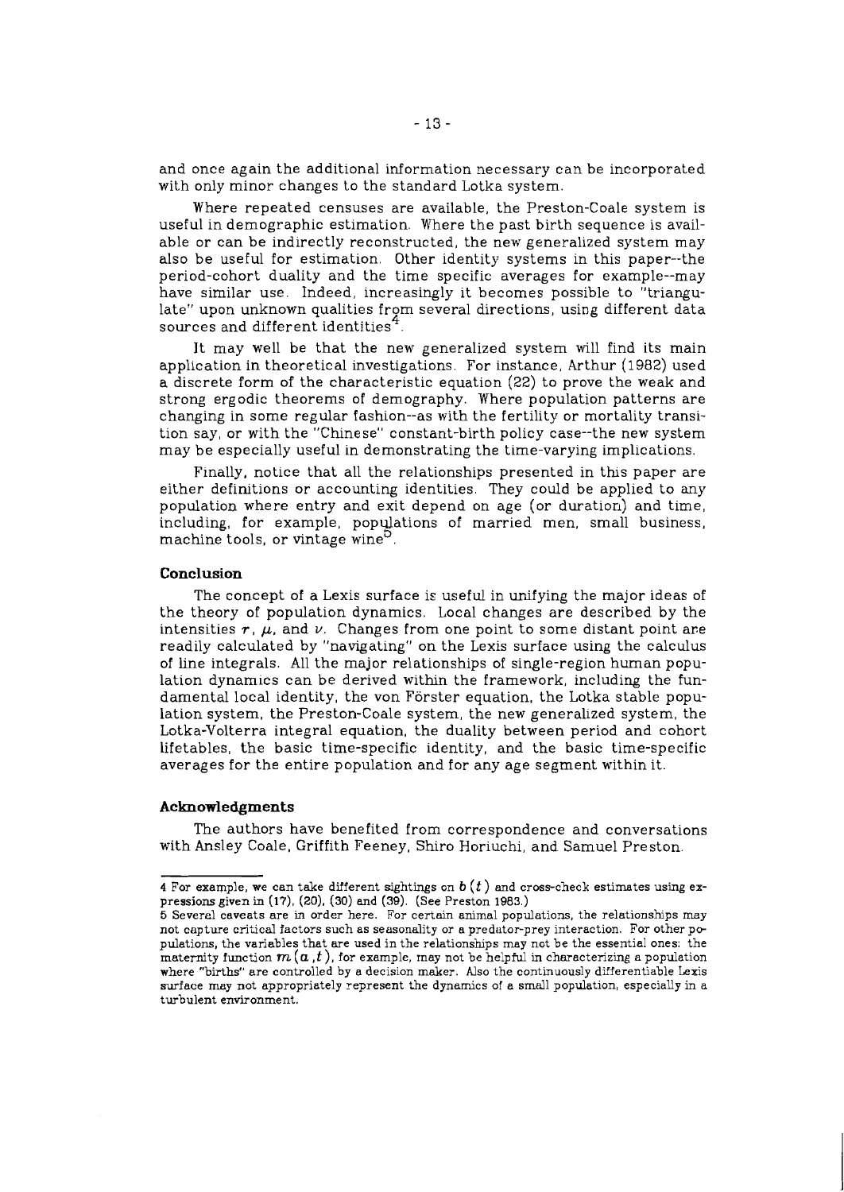and once again the additional information necessary can be incorporated with only minor changes to the standard Lotka system.

Where repeated censuses are available, the Preston-Coale system is useful in demographic estimation. Where the past birth sequence is available or can be indirectly reconstructed, the new generalized system may also be useful for estimation. Other identity systems in this paper--the period-cohort duality and the time specific averages for example--may have similar use. Indeed, increasingly it becomes possible to "triangulate" upon unknown qualities from several directions, using different data sources and different identities[4].

It may well be that the new generalized system will find its main application in theoretical investigations. For instance, Arthur (1982) used a discrete form of the characteristic equation (22) to prove the weak and strong ergodic theorems of demography. Where population patterns are changing in some regular fashion--as with the fertility or mortality transition say, or with the "Chinese" constant-birth policy case--the new system may be especially useful in demonstrating the time-varying implications.

Finally, notice that all the relationships presented in this paper are either definitions or accounting identities. They could be applied to any population where entry and exit depend on age (or duration) and time, including, for example, populations of married men, small business, machine tools, or vintage wine[5].

### Conclusion

The concept of a Lexis surface is useful in unifying the major ideas of the theory of population dynamics. Local changes are described by the intensities $r$, $\mu$, and $\nu$. Changes from one point to some distant point are readily calculated by "navigating" on the Lexis surface using the calculus of line integrals. All the major relationships of single-region human population dynamics can be derived within the framework, including the fundamental local identity, the von Förster equation, the Lotka stable population system, the Preston-Coale system, the new generalized system, the Lotka-Volterra integral equation, the duality between period and cohort lifetables, the basic time-specific identity, and the basic time-specific averages for the entire population and for any age segment within it.

### Acknowledgments

The authors have benefited from correspondence and conversations with Ansley Coale, Griffith Feeney, Shiro Horiuchi, and Samuel Preston.

---

4 For example, we can take different sightings on $b(t)$ and cross-check estimates using expressions given in (17), (20), (30) and (39). (See Preston 1983.)

5 Several caveats are in order here. For certain animal populations, the relationships may not capture critical factors such as seasonality or a predator-prey interaction. For other populations, the variables that are used in the relationships may not be the essential ones: the maternity function $m(a,t)$, for example, may not be helpful in characterizing a population where "births" are controlled by a decision maker. Also the continuously differentiable Lexis surface may not appropriately represent the dynamics of a small population, especially in a turbulent environment.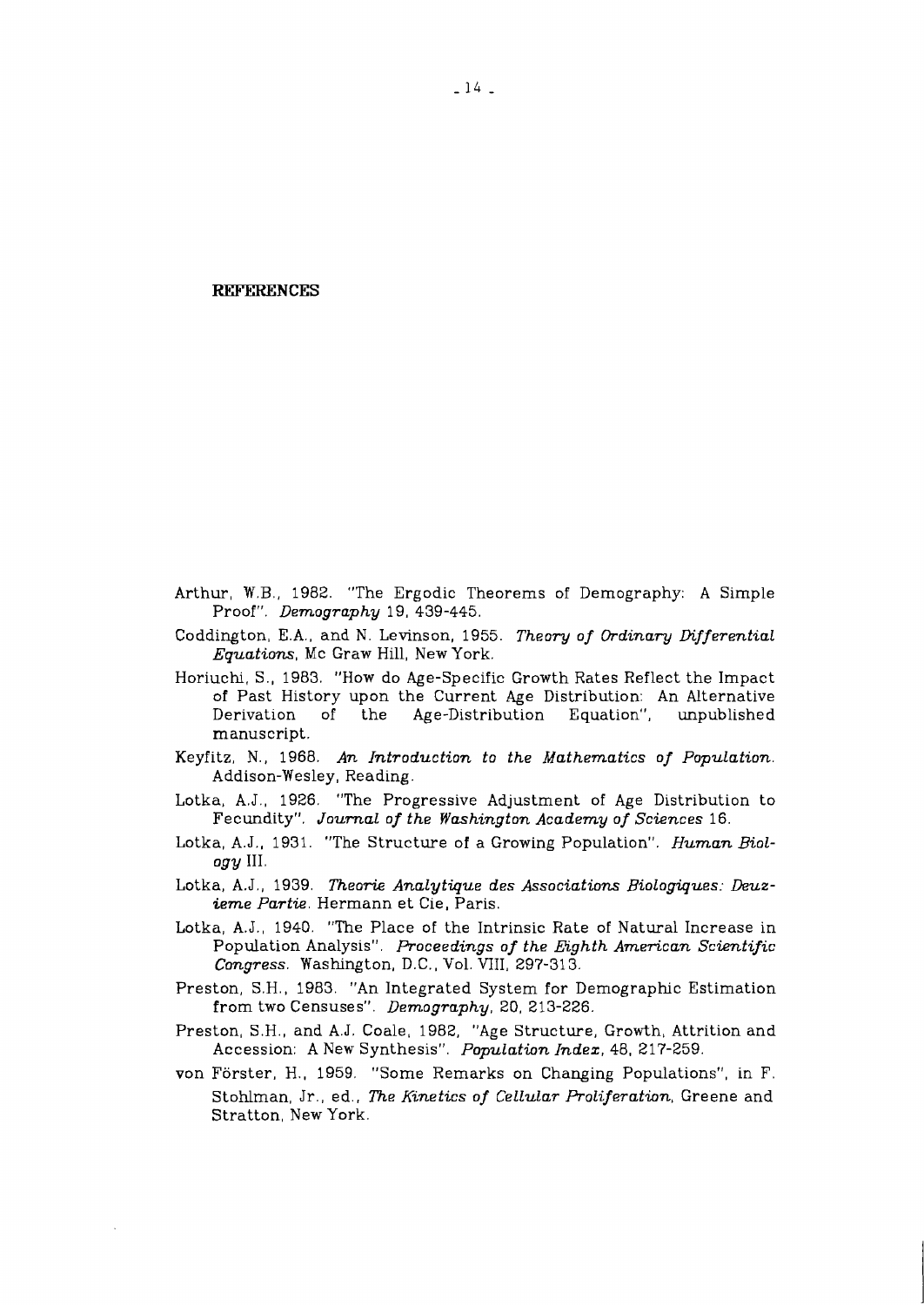**REFERENCES**

Arthur, W.B., 1982. "The Ergodic Theorems of Demography: A Simple Proof". *Demography* 19, 439-445.

Coddington, E.A., and N. Levinson, 1955. *Theory of Ordinary Differential Equations*, Mc Graw Hill, New York.

Horiuchi, S., 1983. "How do Age-Specific Growth Rates Reflect the Impact of Past History upon the Current Age Distribution: An Alternative Derivation of the Age-Distribution Equation", unpublished manuscript.

Keyfitz, N., 1968. *An Introduction to the Mathematics of Population*. Addison-Wesley, Reading.

Lotka, A.J., 1926. "The Progressive Adjustment of Age Distribution to Fecundity". *Journal of the Washington Academy of Sciences* 16.

Lotka, A.J., 1931. "The Structure of a Growing Population". *Human Biology* III.

Lotka, A.J., 1939. *Theorie Analytique des Associations Biologiques: Deuzieme Partie*. Hermann et Cie, Paris.

Lotka, A.J., 1940. "The Place of the Intrinsic Rate of Natural Increase in Population Analysis". *Proceedings of the Eighth American Scientific Congress*. Washington, D.C., Vol. VIII, 297-313.

Preston, S.H., 1983. "An Integrated System for Demographic Estimation from two Censuses". *Demography*, 20, 213-226.

Preston, S.H., and A.J. Coale, 1982, "Age Structure, Growth, Attrition and Accession: A New Synthesis". *Population Index*, 48, 217-259.

von Förster, H., 1959. "Some Remarks on Changing Populations", in F. Stohlman, Jr., ed., *The Kinetics of Cellular Proliferation*, Greene and Stratton, New York.